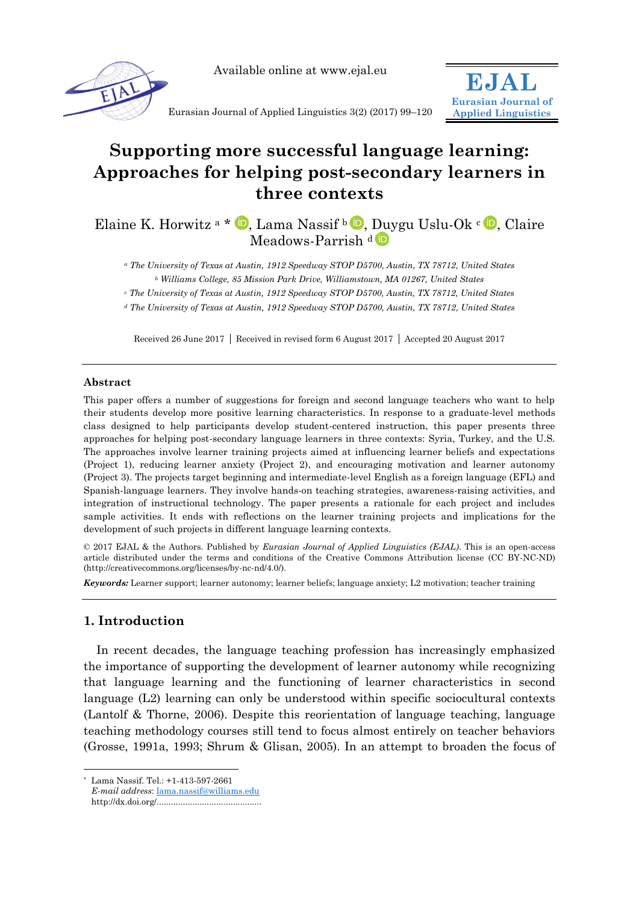Available online at www.ejal.eu

Eurasian Journal of Applied Linguistics 3(2) (2017) 99–120

# Supporting more successful language learning: Approaches for helping post-secondary learners in three contexts

Elaine K. Horwitz [a] *, Lama Nassif [b], Duygu Uslu-Ok [c], Claire Meadows-Parrish [d]

[a] *The University of Texas at Austin, 1912 Speedway STOP D5700, Austin, TX 78712, United States*
[b] *Williams College, 85 Mission Park Drive, Williamstown, MA 01267, United States*
[c] *The University of Texas at Austin, 1912 Speedway STOP D5700, Austin, TX 78712, United States*
[d] *The University of Texas at Austin, 1912 Speedway STOP D5700, Austin, TX 78712, United States*

Received 26 June 2017 | Received in revised form 6 August 2017 | Accepted 20 August 2017

**Abstract**

This paper offers a number of suggestions for foreign and second language teachers who want to help their students develop more positive learning characteristics. In response to a graduate-level methods class designed to help participants develop student-centered instruction, this paper presents three approaches for helping post-secondary language learners in three contexts: Syria, Turkey, and the U.S. The approaches involve learner training projects aimed at influencing learner beliefs and expectations (Project 1), reducing learner anxiety (Project 2), and encouraging motivation and learner autonomy (Project 3). The projects target beginning and intermediate-level English as a foreign language (EFL) and Spanish-language learners. They involve hands-on teaching strategies, awareness-raising activities, and integration of instructional technology. The paper presents a rationale for each project and includes sample activities. It ends with reflections on the learner training projects and implications for the development of such projects in different language learning contexts.

© 2017 EJAL & the Authors. Published by *Eurasian Journal of Applied Linguistics (EJAL)*. This is an open-access article distributed under the terms and conditions of the Creative Commons Attribution license (CC BY-NC-ND) (http://creativecommons.org/licenses/by-nc-nd/4.0/).

***Keywords:*** Learner support; learner autonomy; learner beliefs; language anxiety; L2 motivation; teacher training

## 1. Introduction

In recent decades, the language teaching profession has increasingly emphasized the importance of supporting the development of learner autonomy while recognizing that language learning and the functioning of learner characteristics in second language (L2) learning can only be understood within specific sociocultural contexts (Lantolf & Thorne, 2006). Despite this reorientation of language teaching, language teaching methodology courses still tend to focus almost entirely on teacher behaviors (Grosse, 1991a, 1993; Shrum & Glisan, 2005). In an attempt to broaden the focus of

---

* Lama Nassif. Tel.: +1-413-597-2661
*E-mail address*: lama.nassif@williams.edu
http://dx.doi.org/............................................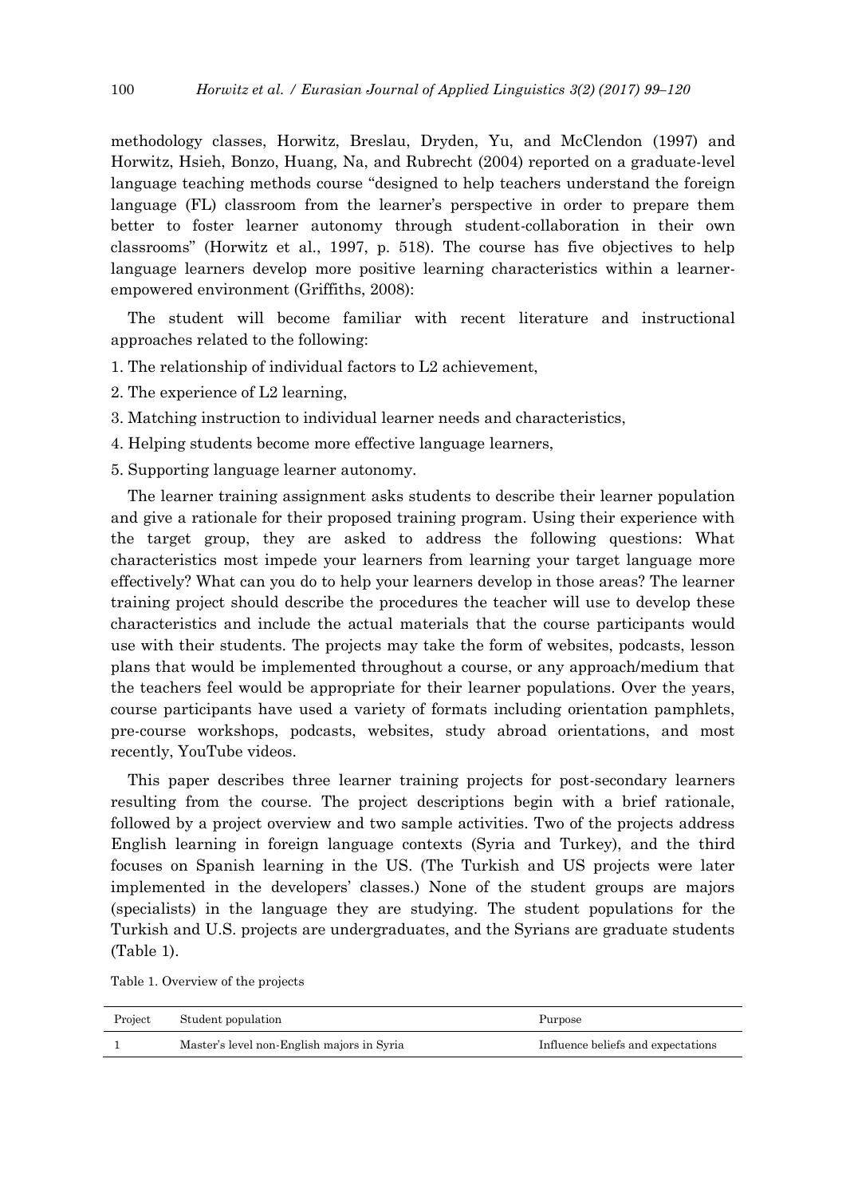methodology classes, Horwitz, Breslau, Dryden, Yu, and McClendon (1997) and Horwitz, Hsieh, Bonzo, Huang, Na, and Rubrecht (2004) reported on a graduate-level language teaching methods course "designed to help teachers understand the foreign language (FL) classroom from the learner's perspective in order to prepare them better to foster learner autonomy through student-collaboration in their own classrooms" (Horwitz et al., 1997, p. 518). The course has five objectives to help language learners develop more positive learning characteristics within a learner-empowered environment (Griffiths, 2008):

The student will become familiar with recent literature and instructional approaches related to the following:

1. The relationship of individual factors to L2 achievement,
2. The experience of L2 learning,
3. Matching instruction to individual learner needs and characteristics,
4. Helping students become more effective language learners,
5. Supporting language learner autonomy.

The learner training assignment asks students to describe their learner population and give a rationale for their proposed training program. Using their experience with the target group, they are asked to address the following questions: What characteristics most impede your learners from learning your target language more effectively? What can you do to help your learners develop in those areas? The learner training project should describe the procedures the teacher will use to develop these characteristics and include the actual materials that the course participants would use with their students. The projects may take the form of websites, podcasts, lesson plans that would be implemented throughout a course, or any approach/medium that the teachers feel would be appropriate for their learner populations. Over the years, course participants have used a variety of formats including orientation pamphlets, pre-course workshops, podcasts, websites, study abroad orientations, and most recently, YouTube videos.

This paper describes three learner training projects for post-secondary learners resulting from the course. The project descriptions begin with a brief rationale, followed by a project overview and two sample activities. Two of the projects address English learning in foreign language contexts (Syria and Turkey), and the third focuses on Spanish learning in the US. (The Turkish and US projects were later implemented in the developers' classes.) None of the student groups are majors (specialists) in the language they are studying. The student populations for the Turkish and U.S. projects are undergraduates, and the Syrians are graduate students (Table 1).

Table 1. Overview of the projects

| Project | Student population | Purpose |
|---|---|---|
| 1 | Master's level non-English majors in Syria | Influence beliefs and expectations |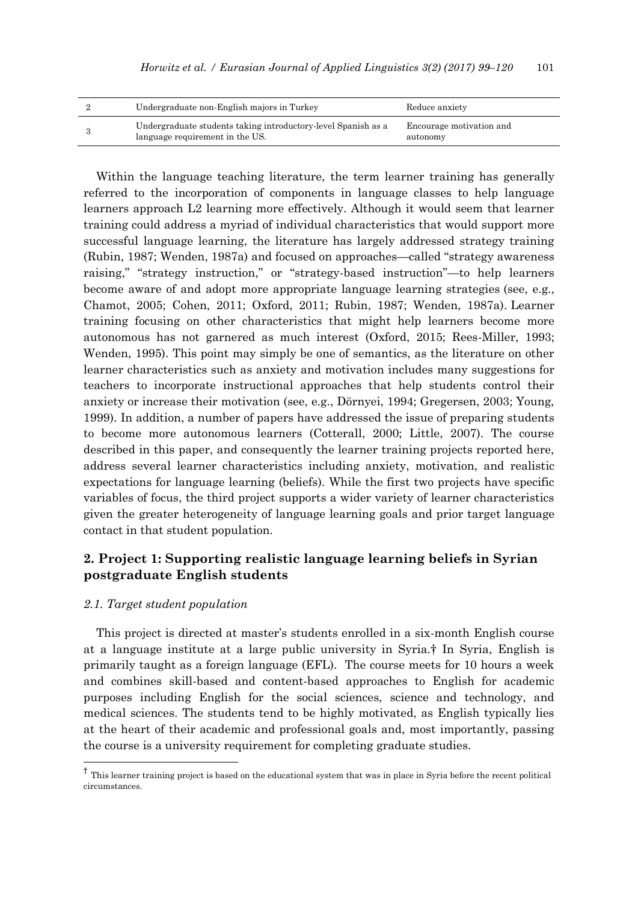| | | |
|---|---|---|
| 2 | Undergraduate non-English majors in Turkey | Reduce anxiety |
| 3 | Undergraduate students taking introductory-level Spanish as a language requirement in the US. | Encourage motivation and autonomy |

Within the language teaching literature, the term learner training has generally referred to the incorporation of components in language classes to help language learners approach L2 learning more effectively. Although it would seem that learner training could address a myriad of individual characteristics that would support more successful language learning, the literature has largely addressed strategy training (Rubin, 1987; Wenden, 1987a) and focused on approaches—called "strategy awareness raising," "strategy instruction," or "strategy-based instruction"—to help learners become aware of and adopt more appropriate language learning strategies (see, e.g., Chamot, 2005; Cohen, 2011; Oxford, 2011; Rubin, 1987; Wenden, 1987a). Learner training focusing on other characteristics that might help learners become more autonomous has not garnered as much interest (Oxford, 2015; Rees-Miller, 1993; Wenden, 1995). This point may simply be one of semantics, as the literature on other learner characteristics such as anxiety and motivation includes many suggestions for teachers to incorporate instructional approaches that help students control their anxiety or increase their motivation (see, e.g., Dörnyei, 1994; Gregersen, 2003; Young, 1999). In addition, a number of papers have addressed the issue of preparing students to become more autonomous learners (Cotterall, 2000; Little, 2007). The course described in this paper, and consequently the learner training projects reported here, address several learner characteristics including anxiety, motivation, and realistic expectations for language learning (beliefs). While the first two projects have specific variables of focus, the third project supports a wider variety of learner characteristics given the greater heterogeneity of language learning goals and prior target language contact in that student population.

## 2. Project 1: Supporting realistic language learning beliefs in Syrian postgraduate English students

### *2.1. Target student population*

This project is directed at master's students enrolled in a six-month English course at a language institute at a large public university in Syria.† In Syria, English is primarily taught as a foreign language (EFL). The course meets for 10 hours a week and combines skill-based and content-based approaches to English for academic purposes including English for the social sciences, science and technology, and medical sciences. The students tend to be highly motivated, as English typically lies at the heart of their academic and professional goals and, most importantly, passing the course is a university requirement for completing graduate studies.

† This learner training project is based on the educational system that was in place in Syria before the recent political circumstances.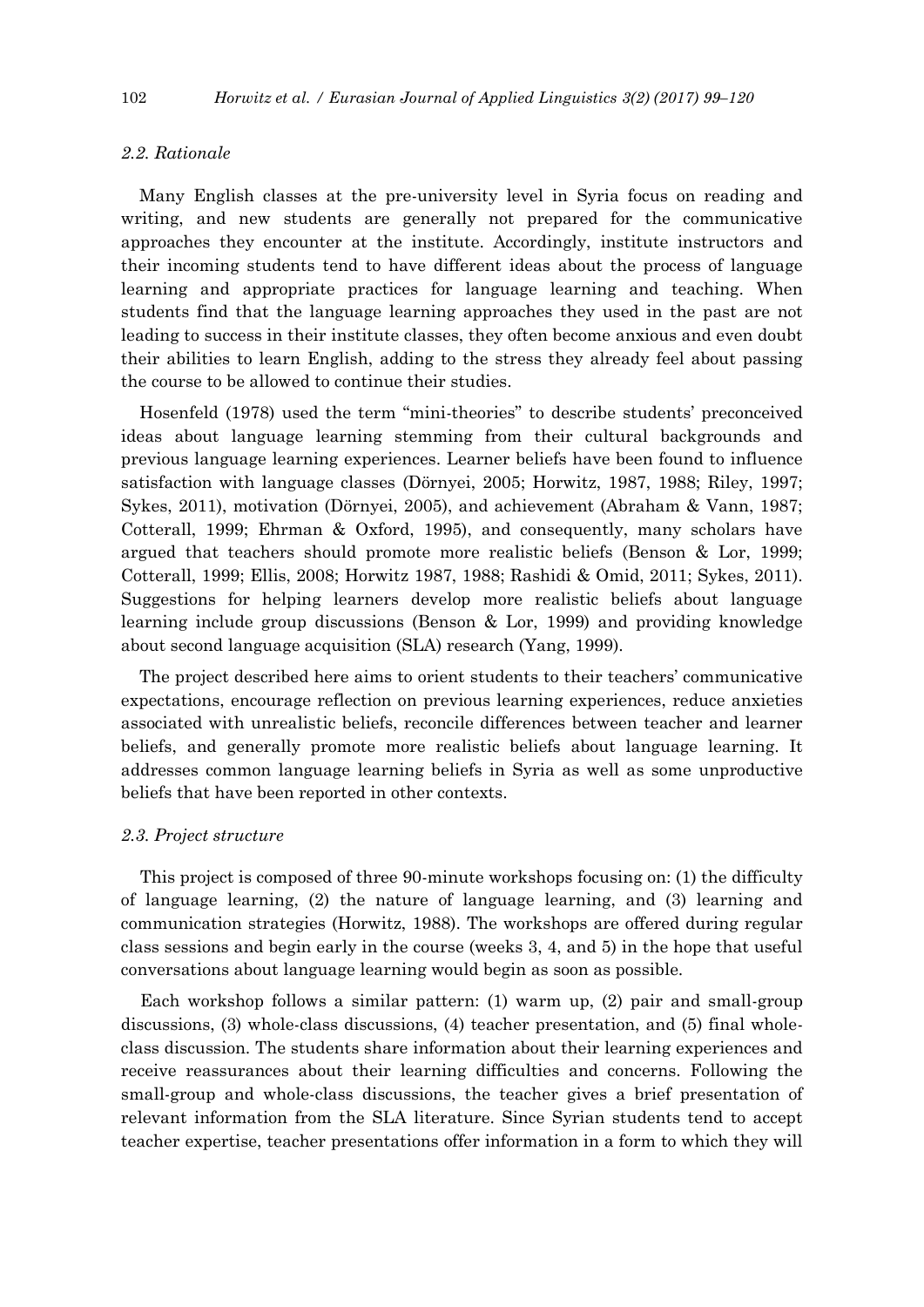### 2.2. Rationale

Many English classes at the pre-university level in Syria focus on reading and writing, and new students are generally not prepared for the communicative approaches they encounter at the institute. Accordingly, institute instructors and their incoming students tend to have different ideas about the process of language learning and appropriate practices for language learning and teaching. When students find that the language learning approaches they used in the past are not leading to success in their institute classes, they often become anxious and even doubt their abilities to learn English, adding to the stress they already feel about passing the course to be allowed to continue their studies.

Hosenfeld (1978) used the term "mini-theories" to describe students' preconceived ideas about language learning stemming from their cultural backgrounds and previous language learning experiences. Learner beliefs have been found to influence satisfaction with language classes (Dörnyei, 2005; Horwitz, 1987, 1988; Riley, 1997; Sykes, 2011), motivation (Dörnyei, 2005), and achievement (Abraham & Vann, 1987; Cotterall, 1999; Ehrman & Oxford, 1995), and consequently, many scholars have argued that teachers should promote more realistic beliefs (Benson & Lor, 1999; Cotterall, 1999; Ellis, 2008; Horwitz 1987, 1988; Rashidi & Omid, 2011; Sykes, 2011). Suggestions for helping learners develop more realistic beliefs about language learning include group discussions (Benson & Lor, 1999) and providing knowledge about second language acquisition (SLA) research (Yang, 1999).

The project described here aims to orient students to their teachers' communicative expectations, encourage reflection on previous learning experiences, reduce anxieties associated with unrealistic beliefs, reconcile differences between teacher and learner beliefs, and generally promote more realistic beliefs about language learning. It addresses common language learning beliefs in Syria as well as some unproductive beliefs that have been reported in other contexts.

### 2.3. Project structure

This project is composed of three 90-minute workshops focusing on: (1) the difficulty of language learning, (2) the nature of language learning, and (3) learning and communication strategies (Horwitz, 1988). The workshops are offered during regular class sessions and begin early in the course (weeks 3, 4, and 5) in the hope that useful conversations about language learning would begin as soon as possible.

Each workshop follows a similar pattern: (1) warm up, (2) pair and small-group discussions, (3) whole-class discussions, (4) teacher presentation, and (5) final whole-class discussion. The students share information about their learning experiences and receive reassurances about their learning difficulties and concerns. Following the small-group and whole-class discussions, the teacher gives a brief presentation of relevant information from the SLA literature. Since Syrian students tend to accept teacher expertise, teacher presentations offer information in a form to which they will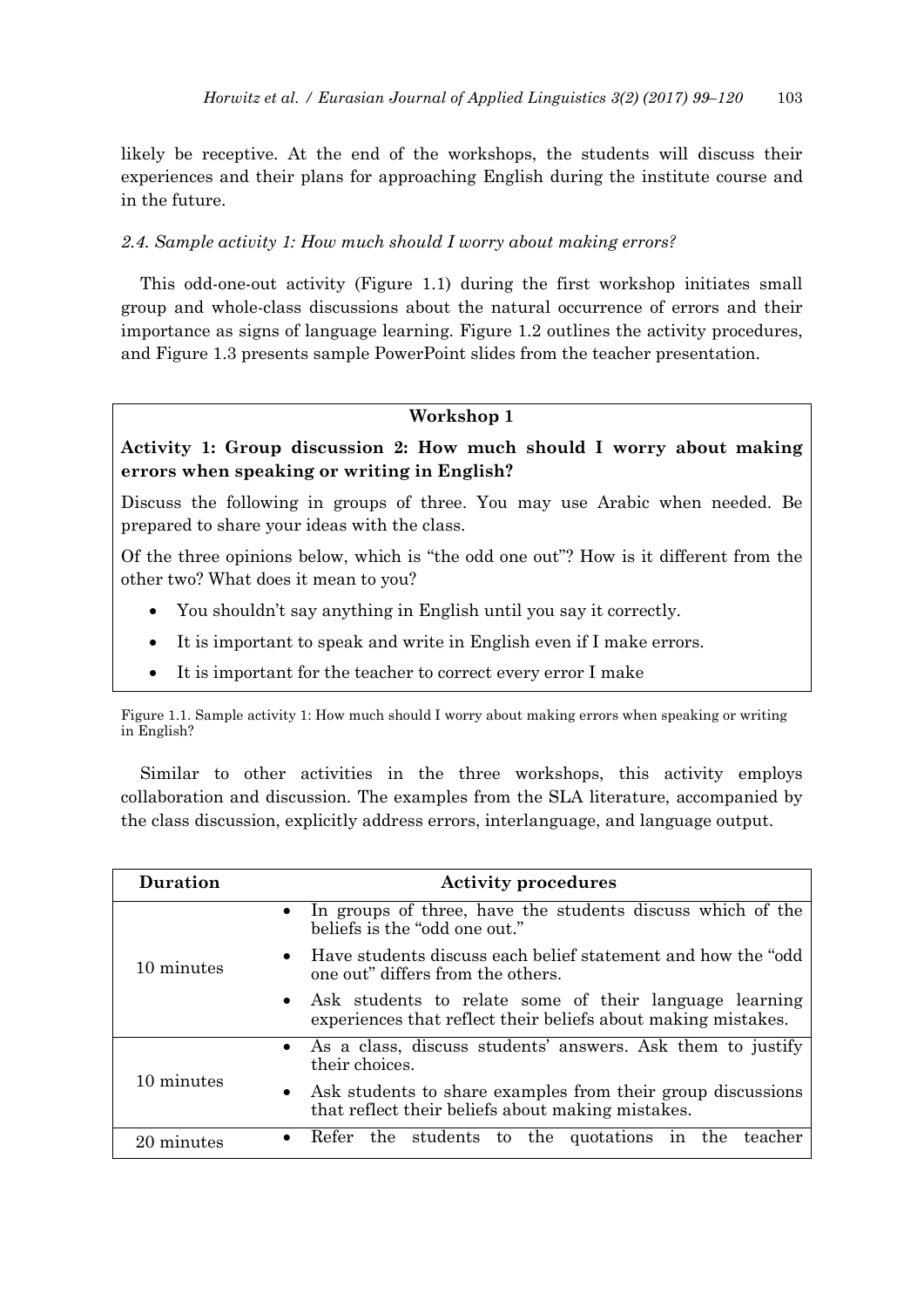likely be receptive. At the end of the workshops, the students will discuss their experiences and their plans for approaching English during the institute course and in the future.

### *2.4. Sample activity 1: How much should I worry about making errors?*

This odd-one-out activity (Figure 1.1) during the first workshop initiates small group and whole-class discussions about the natural occurrence of errors and their importance as signs of language learning. Figure 1.2 outlines the activity procedures, and Figure 1.3 presents sample PowerPoint slides from the teacher presentation.

**Workshop 1**

**Activity 1: Group discussion 2: How much should I worry about making errors when speaking or writing in English?**

Discuss the following in groups of three. You may use Arabic when needed. Be prepared to share your ideas with the class.

Of the three opinions below, which is "the odd one out"? How is it different from the other two? What does it mean to you?

- You shouldn't say anything in English until you say it correctly.
- It is important to speak and write in English even if I make errors.
- It is important for the teacher to correct every error I make

Figure 1.1. Sample activity 1: How much should I worry about making errors when speaking or writing in English?

Similar to other activities in the three workshops, this activity employs collaboration and discussion. The examples from the SLA literature, accompanied by the class discussion, explicitly address errors, interlanguage, and language output.

| Duration | Activity procedures |
|---|---|
| 10 minutes | • In groups of three, have the students discuss which of the beliefs is the "odd one out."<br>• Have students discuss each belief statement and how the "odd one out" differs from the others.<br>• Ask students to relate some of their language learning experiences that reflect their beliefs about making mistakes. |
| 10 minutes | • As a class, discuss students' answers. Ask them to justify their choices.<br>• Ask students to share examples from their group discussions that reflect their beliefs about making mistakes. |
| 20 minutes | • Refer the students to the quotations in the teacher |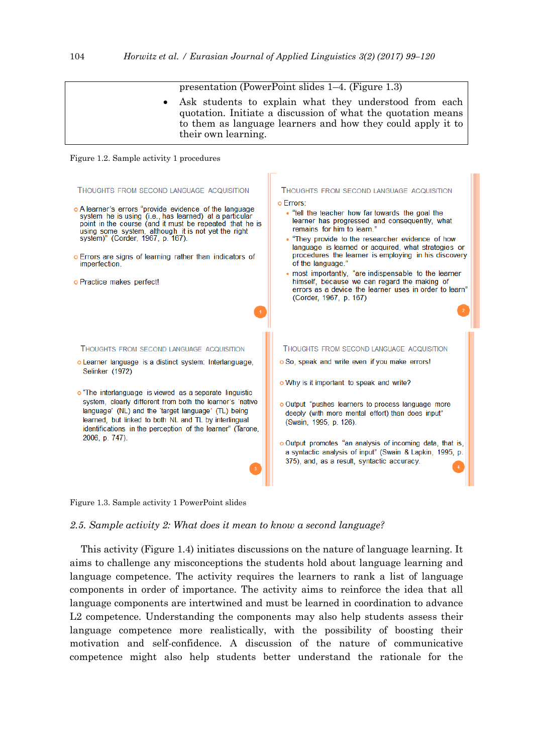| | presentation (PowerPoint slides 1–4. (Figure 1.3)<br>• Ask students to explain what they understood from each quotation. Initiate a discussion of what the quotation means to them as language learners and how they could apply it to their own learning. |
|---|---|

Figure 1.2. Sample activity 1 procedures

THOUGHTS FROM SECOND LANGUAGE ACQUISITION

- A learner's errors "provide evidence of the language system he is using (i.e., has learned) at a particular point in the course (and it must be repeated that he is using some system, although it is not yet the right system)" (Corder, 1967, p. 167).
- Errors are signs of learning rather than indicators of imperfection.
- Practice makes perfect!

1

THOUGHTS FROM SECOND LANGUAGE ACQUISITION

- Errors:
  - "tell the teacher how far towards the goal the learner has progressed and consequently, what remains for him to learn."
  - "They provide to the researcher evidence of how language is learned or acquired, what strategies or procedures the learner is employing in his discovery of the language."
  - most importantly, "are indispensable to the learner himself, because we can regard the making of errors as a device the learner uses in order to learn" (Corder, 1967, p. 167)

2

THOUGHTS FROM SECOND LANGUAGE ACQUISITION

- Learner language is a distinct system: Interlanguage, Selinker (1972)
- "The interlanguage is viewed as a separate linguistic system, clearly different from both the learner's 'native language' (NL) and the 'target language' (TL) being learned, but linked to both NL and TL by interlingual identifications in the perception of the learner" (Tarone, 2006, p. 747).

3

THOUGHTS FROM SECOND LANGUAGE ACQUISITION

- So, speak and write even if you make errors!
- Why is it important to speak and write?
- Output "pushes learners to process language more deeply (with more mental effort) than does input" (Swain, 1995, p. 126).
- Output promotes "an analysis of incoming data, that is, a syntactic analysis of input" (Swain & Lapkin, 1995, p. 375), and, as a result, syntactic accuracy.

4

Figure 1.3. Sample activity 1 PowerPoint slides

### *2.5. Sample activity 2: What does it mean to know a second language?*

This activity (Figure 1.4) initiates discussions on the nature of language learning. It aims to challenge any misconceptions the students hold about language learning and language competence. The activity requires the learners to rank a list of language components in order of importance. The activity aims to reinforce the idea that all language components are intertwined and must be learned in coordination to advance L2 competence. Understanding the components may also help students assess their language competence more realistically, with the possibility of boosting their motivation and self-confidence. A discussion of the nature of communicative competence might also help students better understand the rationale for the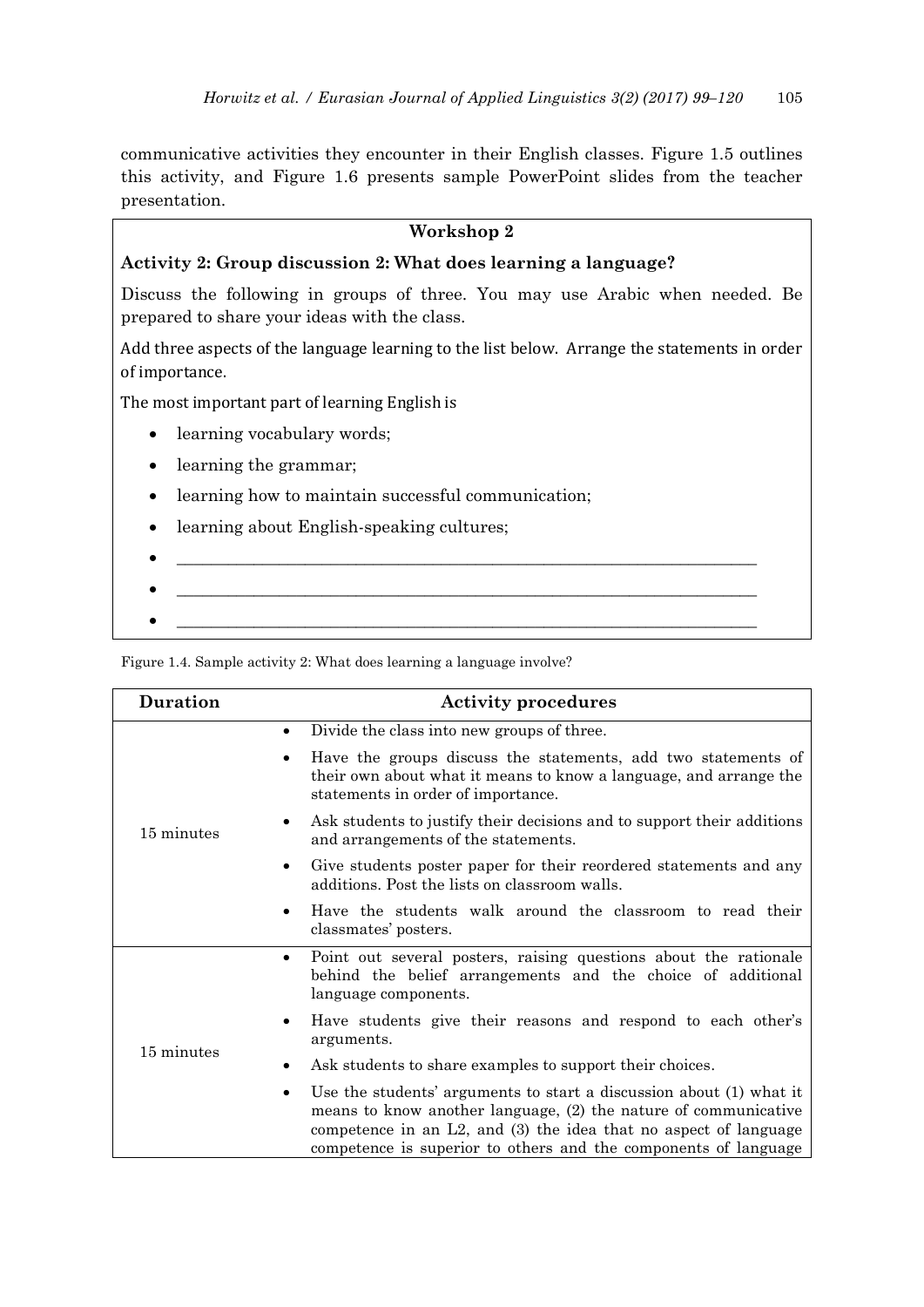communicative activities they encounter in their English classes. Figure 1.5 outlines this activity, and Figure 1.6 presents sample PowerPoint slides from the teacher presentation.

**Workshop 2**

**Activity 2: Group discussion 2: What does learning a language?**

Discuss the following in groups of three. You may use Arabic when needed. Be prepared to share your ideas with the class.

Add three aspects of the language learning to the list below. Arrange the statements in order of importance.

The most important part of learning English is

- learning vocabulary words;
- learning the grammar;
- learning how to maintain successful communication;
- learning about English-speaking cultures;
- ______________________________________________
- ______________________________________________
- ______________________________________________

Figure 1.4. Sample activity 2: What does learning a language involve?

| Duration | Activity procedures |
|---|---|
| 15 minutes | • Divide the class into new groups of three. <br> • Have the groups discuss the statements, add two statements of their own about what it means to know a language, and arrange the statements in order of importance. <br> • Ask students to justify their decisions and to support their additions and arrangements of the statements. <br> • Give students poster paper for their reordered statements and any additions. Post the lists on classroom walls. <br> • Have the students walk around the classroom to read their classmates' posters. |
| 15 minutes | • Point out several posters, raising questions about the rationale behind the belief arrangements and the choice of additional language components. <br> • Have students give their reasons and respond to each other's arguments. <br> • Ask students to share examples to support their choices. <br> • Use the students' arguments to start a discussion about (1) what it means to know another language, (2) the nature of communicative competence in an L2, and (3) the idea that no aspect of language competence is superior to others and the components of language |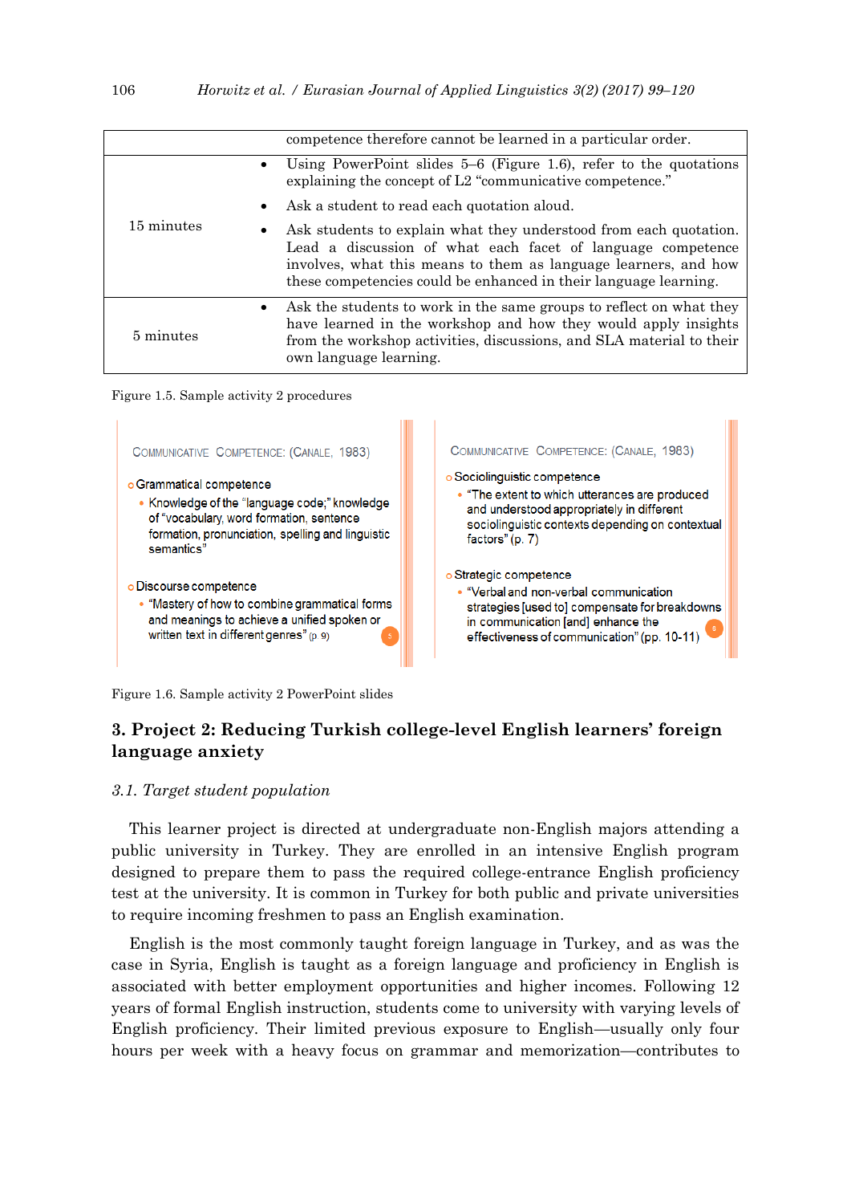| | |
|---|---|
| | competence therefore cannot be learned in a particular order. |
| 15 minutes | • Using PowerPoint slides 5–6 (Figure 1.6), refer to the quotations explaining the concept of L2 "communicative competence." • Ask a student to read each quotation aloud. • Ask students to explain what they understood from each quotation. Lead a discussion of what each facet of language competence involves, what this means to them as language learners, and how these competencies could be enhanced in their language learning. |
| 5 minutes | • Ask the students to work in the same groups to reflect on what they have learned in the workshop and how they would apply insights from the workshop activities, discussions, and SLA material to their own language learning. |

Figure 1.5. Sample activity 2 procedures

COMMUNICATIVE COMPETENCE: (CANALE, 1983)

- Grammatical competence
  - Knowledge of the "language code;" knowledge of "vocabulary, word formation, sentence formation, pronunciation, spelling and linguistic semantics"
- Discourse competence
  - "Mastery of how to combine grammatical forms and meanings to achieve a unified spoken or written text in different genres" (p. 9)

5

COMMUNICATIVE COMPETENCE: (CANALE, 1983)

- Sociolinguistic competence
  - "The extent to which utterances are produced and understood appropriately in different sociolinguistic contexts depending on contextual factors" (p. 7)
- Strategic competence
  - "Verbal and non-verbal communication strategies [used to] compensate for breakdowns in communication [and] enhance the effectiveness of communication" (pp. 10-11)

6

Figure 1.6. Sample activity 2 PowerPoint slides

## 3. Project 2: Reducing Turkish college-level English learners' foreign language anxiety

### *3.1. Target student population*

This learner project is directed at undergraduate non-English majors attending a public university in Turkey. They are enrolled in an intensive English program designed to prepare them to pass the required college-entrance English proficiency test at the university. It is common in Turkey for both public and private universities to require incoming freshmen to pass an English examination.

English is the most commonly taught foreign language in Turkey, and as was the case in Syria, English is taught as a foreign language and proficiency in English is associated with better employment opportunities and higher incomes. Following 12 years of formal English instruction, students come to university with varying levels of English proficiency. Their limited previous exposure to English—usually only four hours per week with a heavy focus on grammar and memorization—contributes to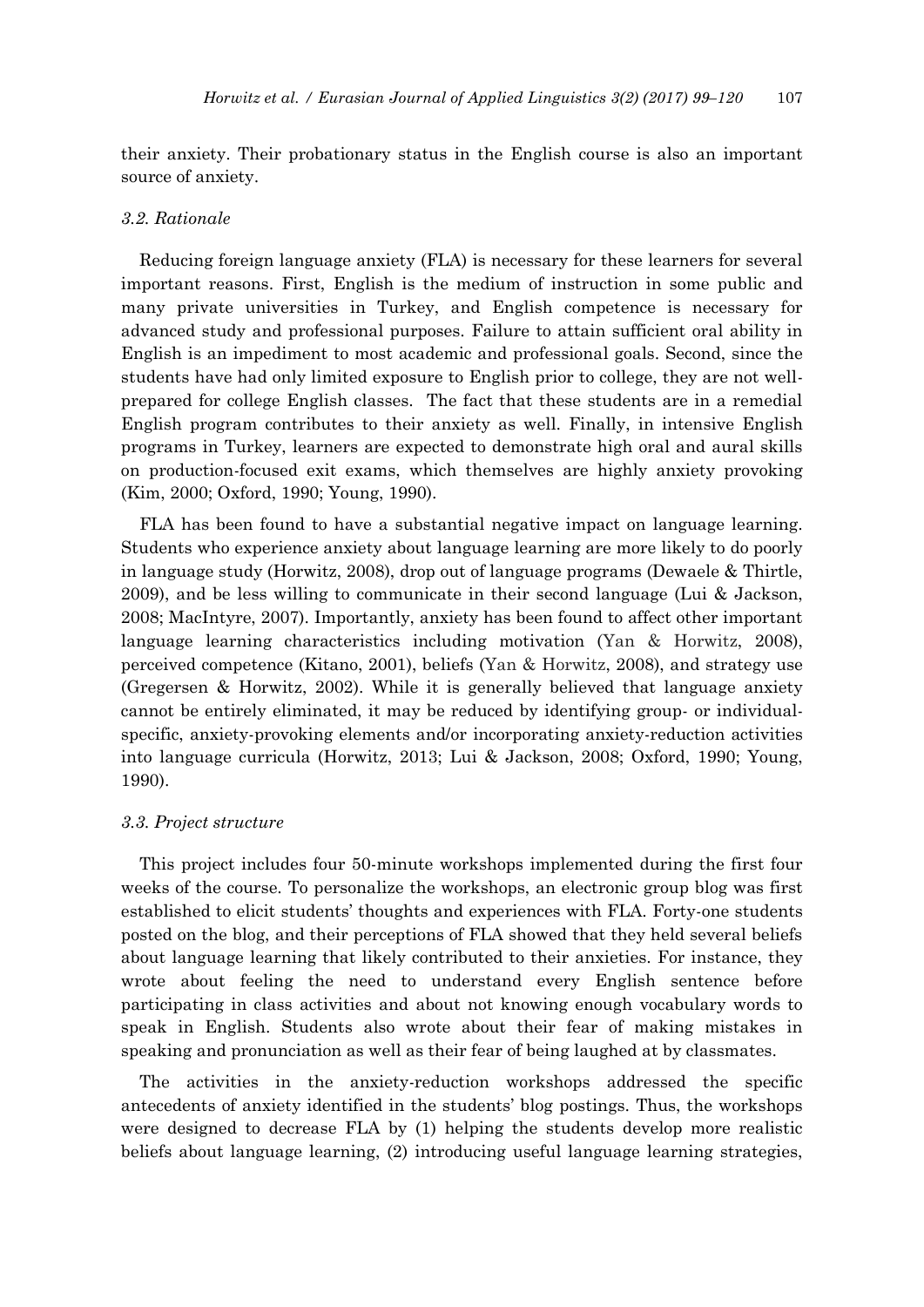their anxiety. Their probationary status in the English course is also an important source of anxiety.

### *3.2. Rationale*

Reducing foreign language anxiety (FLA) is necessary for these learners for several important reasons. First, English is the medium of instruction in some public and many private universities in Turkey, and English competence is necessary for advanced study and professional purposes. Failure to attain sufficient oral ability in English is an impediment to most academic and professional goals. Second, since the students have had only limited exposure to English prior to college, they are not well-prepared for college English classes. The fact that these students are in a remedial English program contributes to their anxiety as well. Finally, in intensive English programs in Turkey, learners are expected to demonstrate high oral and aural skills on production-focused exit exams, which themselves are highly anxiety provoking (Kim, 2000; Oxford, 1990; Young, 1990).

FLA has been found to have a substantial negative impact on language learning. Students who experience anxiety about language learning are more likely to do poorly in language study (Horwitz, 2008), drop out of language programs (Dewaele & Thirtle, 2009), and be less willing to communicate in their second language (Lui & Jackson, 2008; MacIntyre, 2007). Importantly, anxiety has been found to affect other important language learning characteristics including motivation (Yan & Horwitz, 2008), perceived competence (Kitano, 2001), beliefs (Yan & Horwitz, 2008), and strategy use (Gregersen & Horwitz, 2002). While it is generally believed that language anxiety cannot be entirely eliminated, it may be reduced by identifying group- or individual-specific, anxiety-provoking elements and/or incorporating anxiety-reduction activities into language curricula (Horwitz, 2013; Lui & Jackson, 2008; Oxford, 1990; Young, 1990).

### *3.3. Project structure*

This project includes four 50-minute workshops implemented during the first four weeks of the course. To personalize the workshops, an electronic group blog was first established to elicit students' thoughts and experiences with FLA. Forty-one students posted on the blog, and their perceptions of FLA showed that they held several beliefs about language learning that likely contributed to their anxieties. For instance, they wrote about feeling the need to understand every English sentence before participating in class activities and about not knowing enough vocabulary words to speak in English. Students also wrote about their fear of making mistakes in speaking and pronunciation as well as their fear of being laughed at by classmates.

The activities in the anxiety-reduction workshops addressed the specific antecedents of anxiety identified in the students' blog postings. Thus, the workshops were designed to decrease FLA by (1) helping the students develop more realistic beliefs about language learning, (2) introducing useful language learning strategies,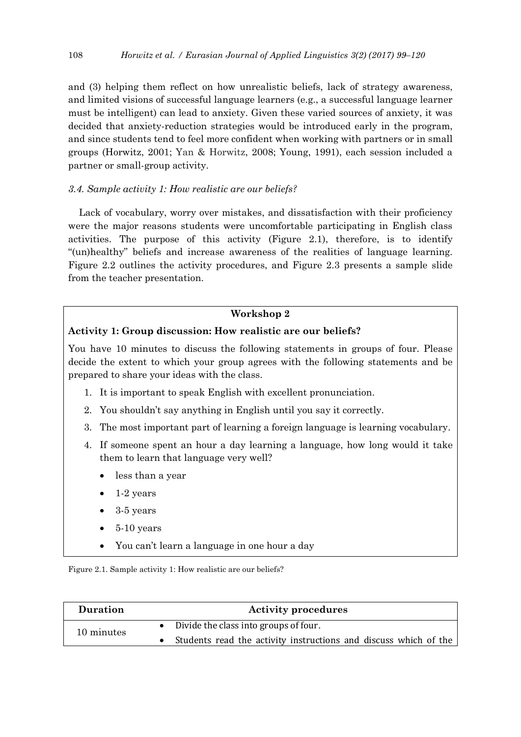and (3) helping them reflect on how unrealistic beliefs, lack of strategy awareness, and limited visions of successful language learners (e.g., a successful language learner must be intelligent) can lead to anxiety. Given these varied sources of anxiety, it was decided that anxiety-reduction strategies would be introduced early in the program, and since students tend to feel more confident when working with partners or in small groups (Horwitz, 2001; Yan & Horwitz, 2008; Young, 1991), each session included a partner or small-group activity.

### *3.4. Sample activity 1: How realistic are our beliefs?*

Lack of vocabulary, worry over mistakes, and dissatisfaction with their proficiency were the major reasons students were uncomfortable participating in English class activities. The purpose of this activity (Figure 2.1), therefore, is to identify "(un)healthy" beliefs and increase awareness of the realities of language learning. Figure 2.2 outlines the activity procedures, and Figure 2.3 presents a sample slide from the teacher presentation.

**Workshop 2**

**Activity 1: Group discussion: How realistic are our beliefs?**

You have 10 minutes to discuss the following statements in groups of four. Please decide the extent to which your group agrees with the following statements and be prepared to share your ideas with the class.

1. It is important to speak English with excellent pronunciation.
2. You shouldn't say anything in English until you say it correctly.
3. The most important part of learning a foreign language is learning vocabulary.
4. If someone spent an hour a day learning a language, how long would it take them to learn that language very well?
   - less than a year
   - 1-2 years
   - 3-5 years
   - 5-10 years
   - You can't learn a language in one hour a day

Figure 2.1. Sample activity 1: How realistic are our beliefs?

| Duration | Activity procedures |
|---|---|
| 10 minutes | • Divide the class into groups of four.<br>• Students read the activity instructions and discuss which of the |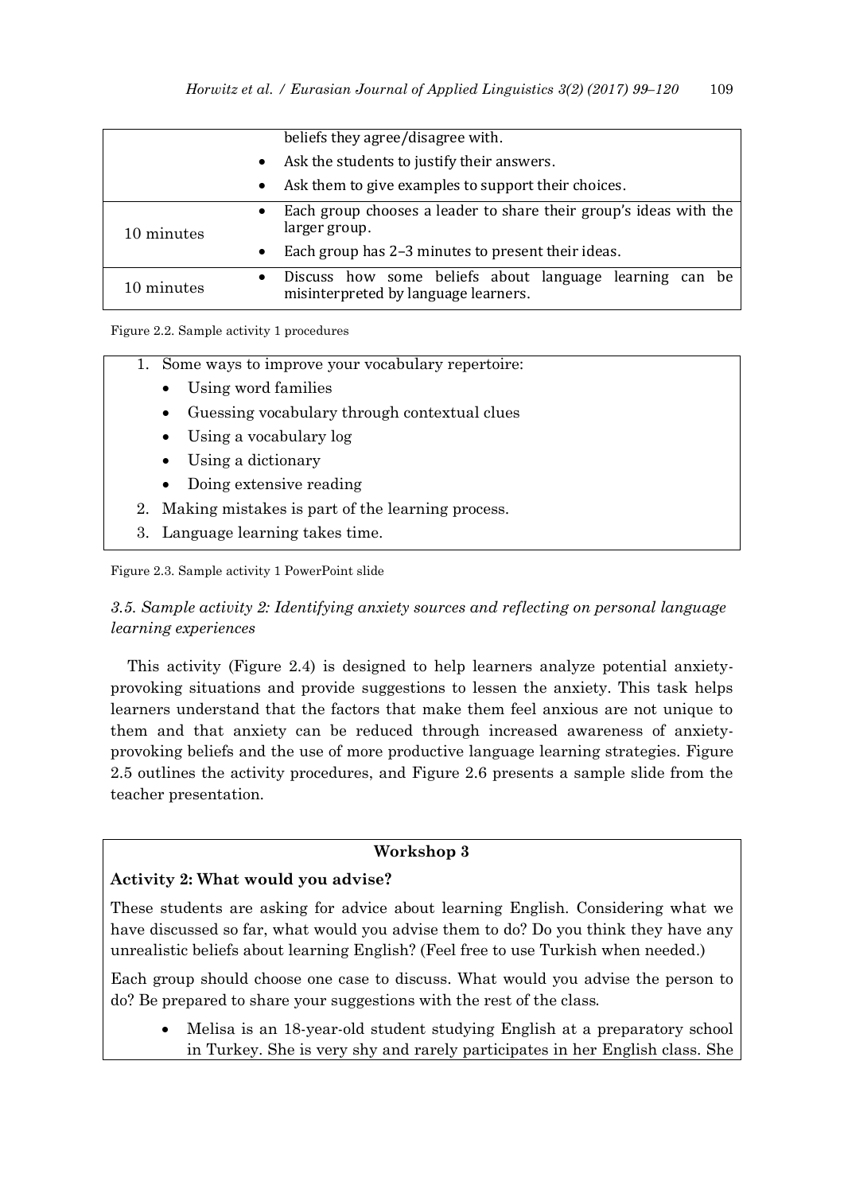|  |  |
| --- | --- |
|  | beliefs they agree/disagree with.<br>• Ask the students to justify their answers.<br>• Ask them to give examples to support their choices. |
| 10 minutes | • Each group chooses a leader to share their group's ideas with the larger group.<br>• Each group has 2–3 minutes to present their ideas. |
| 10 minutes | • Discuss how some beliefs about language learning can be misinterpreted by language learners. |

Figure 2.2. Sample activity 1 procedures

1. Some ways to improve your vocabulary repertoire:
   - Using word families
   - Guessing vocabulary through contextual clues
   - Using a vocabulary log
   - Using a dictionary
   - Doing extensive reading
2. Making mistakes is part of the learning process.
3. Language learning takes time.

Figure 2.3. Sample activity 1 PowerPoint slide

### *3.5. Sample activity 2: Identifying anxiety sources and reflecting on personal language learning experiences*

This activity (Figure 2.4) is designed to help learners analyze potential anxiety-provoking situations and provide suggestions to lessen the anxiety. This task helps learners understand that the factors that make them feel anxious are not unique to them and that anxiety can be reduced through increased awareness of anxiety-provoking beliefs and the use of more productive language learning strategies. Figure 2.5 outlines the activity procedures, and Figure 2.6 presents a sample slide from the teacher presentation.

**Workshop 3**

**Activity 2: What would you advise?**

These students are asking for advice about learning English. Considering what we have discussed so far, what would you advise them to do? Do you think they have any unrealistic beliefs about learning English? (Feel free to use Turkish when needed.)

Each group should choose one case to discuss. What would you advise the person to do? Be prepared to share your suggestions with the rest of the class.

- Melisa is an 18-year-old student studying English at a preparatory school in Turkey. She is very shy and rarely participates in her English class. She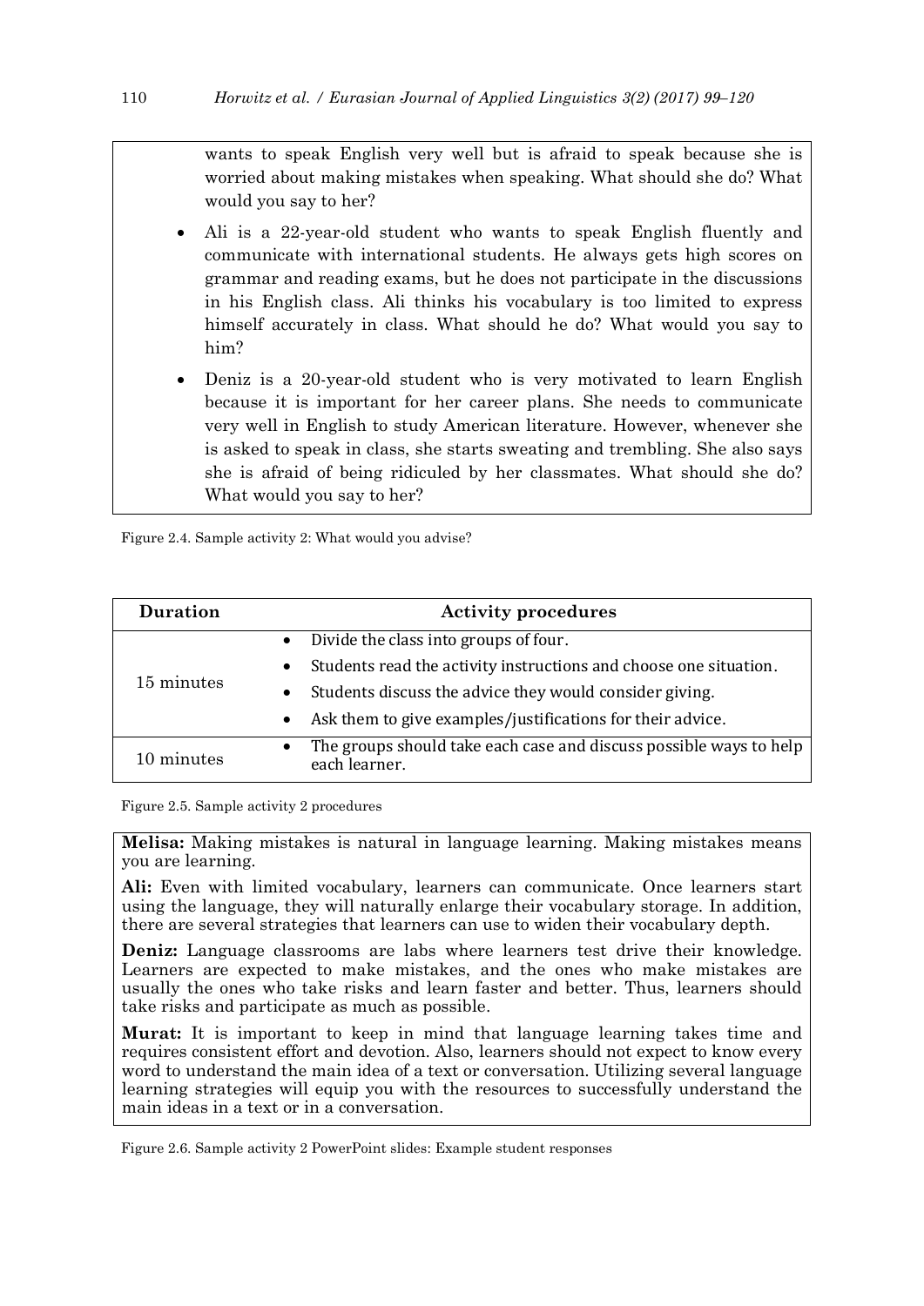wants to speak English very well but is afraid to speak because she is worried about making mistakes when speaking. What should she do? What would you say to her?

- Ali is a 22-year-old student who wants to speak English fluently and communicate with international students. He always gets high scores on grammar and reading exams, but he does not participate in the discussions in his English class. Ali thinks his vocabulary is too limited to express himself accurately in class. What should he do? What would you say to him?
- Deniz is a 20-year-old student who is very motivated to learn English because it is important for her career plans. She needs to communicate very well in English to study American literature. However, whenever she is asked to speak in class, she starts sweating and trembling. She also says she is afraid of being ridiculed by her classmates. What should she do? What would you say to her?

Figure 2.4. Sample activity 2: What would you advise?

| Duration | Activity procedures |
|---|---|
| 15 minutes | • Divide the class into groups of four.<br>• Students read the activity instructions and choose one situation.<br>• Students discuss the advice they would consider giving.<br>• Ask them to give examples/justifications for their advice. |
| 10 minutes | • The groups should take each case and discuss possible ways to help each learner. |

Figure 2.5. Sample activity 2 procedures

**Melisa:** Making mistakes is natural in language learning. Making mistakes means you are learning.

**Ali:** Even with limited vocabulary, learners can communicate. Once learners start using the language, they will naturally enlarge their vocabulary storage. In addition, there are several strategies that learners can use to widen their vocabulary depth.

**Deniz:** Language classrooms are labs where learners test drive their knowledge. Learners are expected to make mistakes, and the ones who make mistakes are usually the ones who take risks and learn faster and better. Thus, learners should take risks and participate as much as possible.

**Murat:** It is important to keep in mind that language learning takes time and requires consistent effort and devotion. Also, learners should not expect to know every word to understand the main idea of a text or conversation. Utilizing several language learning strategies will equip you with the resources to successfully understand the main ideas in a text or in a conversation.

Figure 2.6. Sample activity 2 PowerPoint slides: Example student responses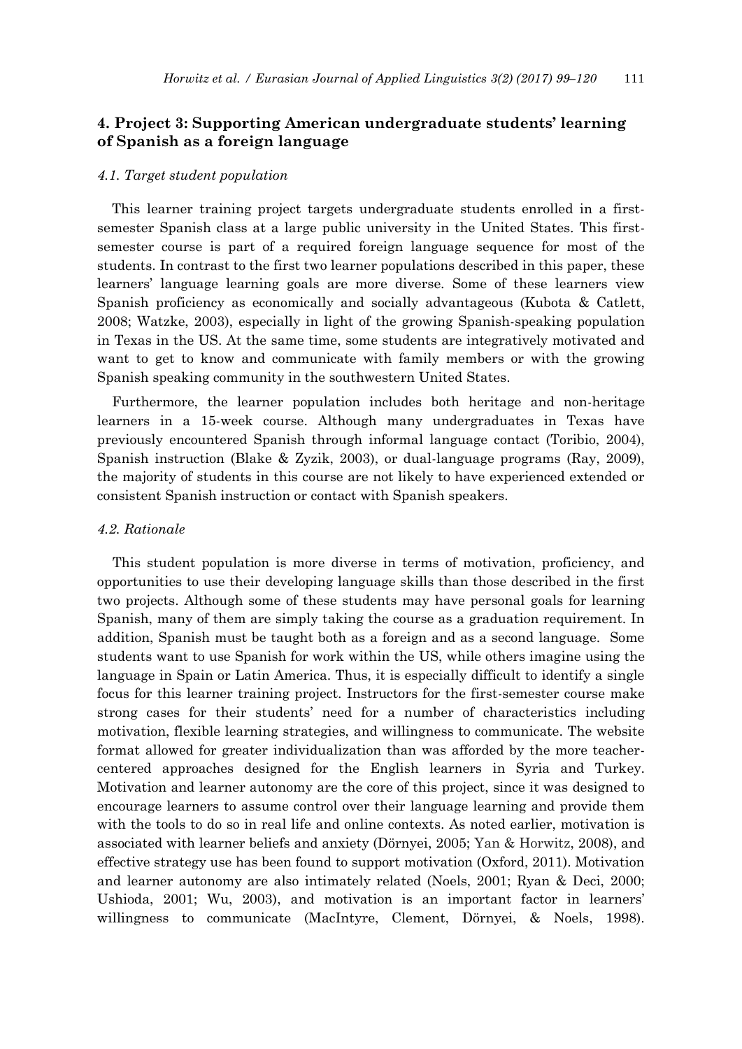## 4. Project 3: Supporting American undergraduate students' learning of Spanish as a foreign language

### *4.1. Target student population*

This learner training project targets undergraduate students enrolled in a first-semester Spanish class at a large public university in the United States. This first-semester course is part of a required foreign language sequence for most of the students. In contrast to the first two learner populations described in this paper, these learners' language learning goals are more diverse. Some of these learners view Spanish proficiency as economically and socially advantageous (Kubota & Catlett, 2008; Watzke, 2003), especially in light of the growing Spanish-speaking population in Texas in the US. At the same time, some students are integratively motivated and want to get to know and communicate with family members or with the growing Spanish speaking community in the southwestern United States.

Furthermore, the learner population includes both heritage and non-heritage learners in a 15-week course. Although many undergraduates in Texas have previously encountered Spanish through informal language contact (Toribio, 2004), Spanish instruction (Blake & Zyzik, 2003), or dual-language programs (Ray, 2009), the majority of students in this course are not likely to have experienced extended or consistent Spanish instruction or contact with Spanish speakers.

### *4.2. Rationale*

This student population is more diverse in terms of motivation, proficiency, and opportunities to use their developing language skills than those described in the first two projects. Although some of these students may have personal goals for learning Spanish, many of them are simply taking the course as a graduation requirement. In addition, Spanish must be taught both as a foreign and as a second language. Some students want to use Spanish for work within the US, while others imagine using the language in Spain or Latin America. Thus, it is especially difficult to identify a single focus for this learner training project. Instructors for the first-semester course make strong cases for their students' need for a number of characteristics including motivation, flexible learning strategies, and willingness to communicate. The website format allowed for greater individualization than was afforded by the more teacher-centered approaches designed for the English learners in Syria and Turkey. Motivation and learner autonomy are the core of this project, since it was designed to encourage learners to assume control over their language learning and provide them with the tools to do so in real life and online contexts. As noted earlier, motivation is associated with learner beliefs and anxiety (Dörnyei, 2005; Yan & Horwitz, 2008), and effective strategy use has been found to support motivation (Oxford, 2011). Motivation and learner autonomy are also intimately related (Noels, 2001; Ryan & Deci, 2000; Ushioda, 2001; Wu, 2003), and motivation is an important factor in learners' willingness to communicate (MacIntyre, Clement, Dörnyei, & Noels, 1998).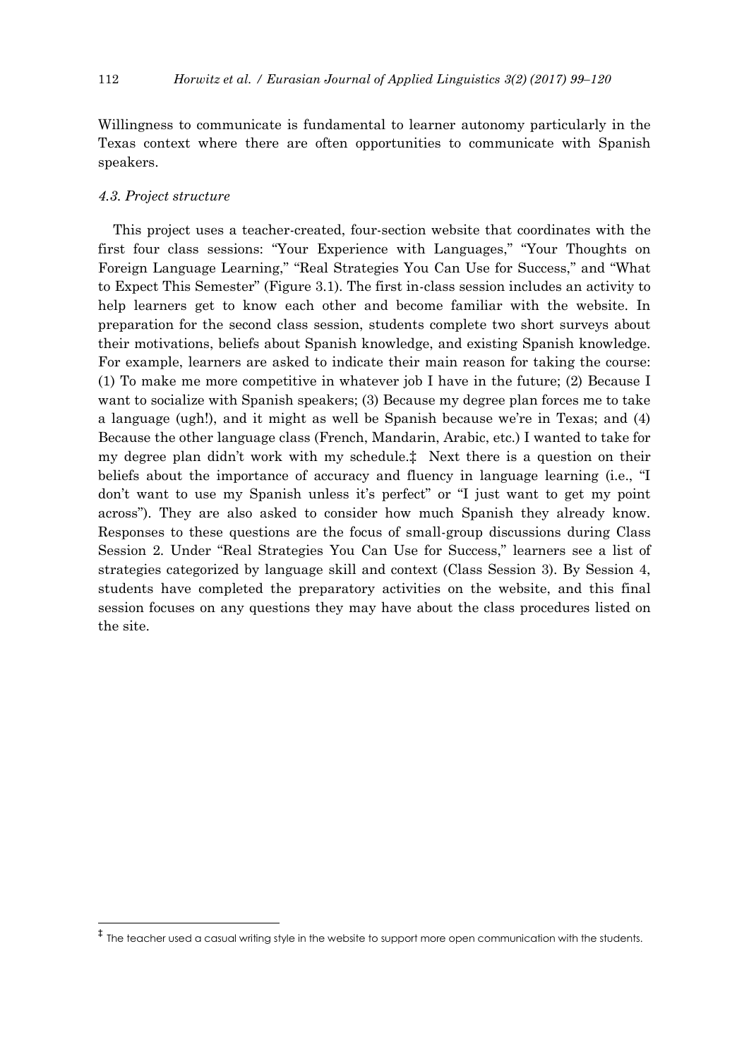Willingness to communicate is fundamental to learner autonomy particularly in the Texas context where there are often opportunities to communicate with Spanish speakers.

### *4.3. Project structure*

This project uses a teacher-created, four-section website that coordinates with the first four class sessions: "Your Experience with Languages," "Your Thoughts on Foreign Language Learning," "Real Strategies You Can Use for Success," and "What to Expect This Semester" (Figure 3.1). The first in-class session includes an activity to help learners get to know each other and become familiar with the website. In preparation for the second class session, students complete two short surveys about their motivations, beliefs about Spanish knowledge, and existing Spanish knowledge. For example, learners are asked to indicate their main reason for taking the course: (1) To make me more competitive in whatever job I have in the future; (2) Because I want to socialize with Spanish speakers; (3) Because my degree plan forces me to take a language (ugh!), and it might as well be Spanish because we're in Texas; and (4) Because the other language class (French, Mandarin, Arabic, etc.) I wanted to take for my degree plan didn't work with my schedule.[‡] Next there is a question on their beliefs about the importance of accuracy and fluency in language learning (i.e., "I don't want to use my Spanish unless it's perfect" or "I just want to get my point across"). They are also asked to consider how much Spanish they already know. Responses to these questions are the focus of small-group discussions during Class Session 2. Under "Real Strategies You Can Use for Success," learners see a list of strategies categorized by language skill and context (Class Session 3). By Session 4, students have completed the preparatory activities on the website, and this final session focuses on any questions they may have about the class procedures listed on the site.

---

[‡] The teacher used a casual writing style in the website to support more open communication with the students.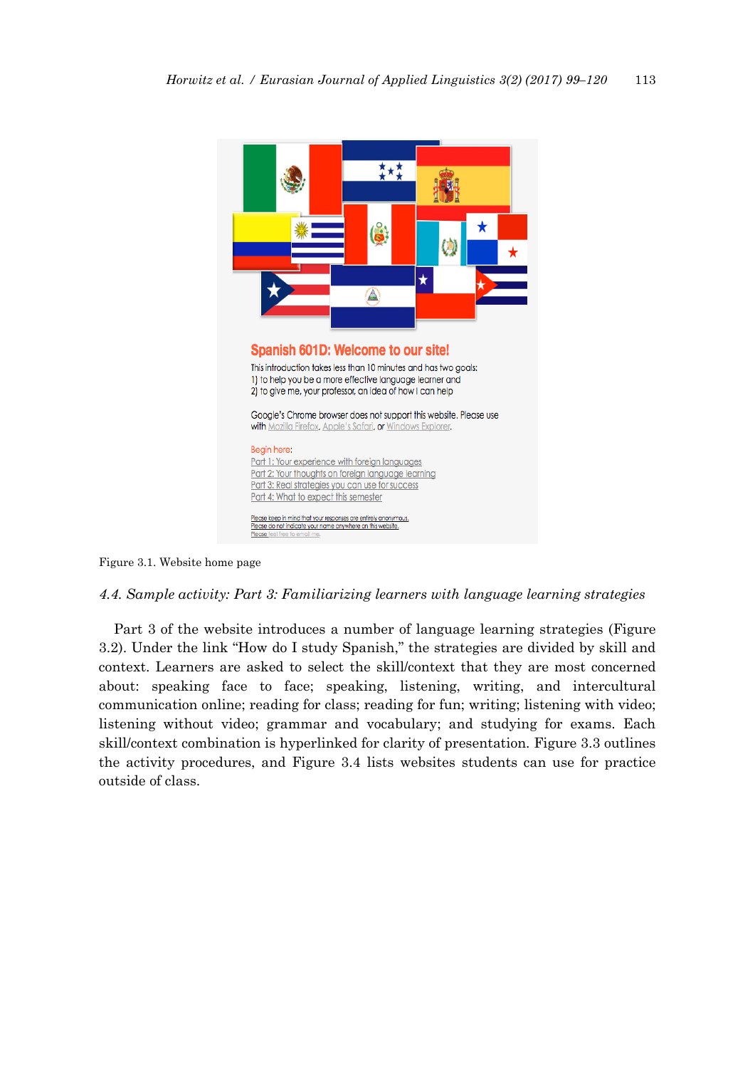Figure 3.1. Website home page

### 4.4. Sample activity: Part 3: Familiarizing learners with language learning strategies

Part 3 of the website introduces a number of language learning strategies (Figure 3.2). Under the link "How do I study Spanish," the strategies are divided by skill and context. Learners are asked to select the skill/context that they are most concerned about: speaking face to face; speaking, listening, writing, and intercultural communication online; reading for class; reading for fun; writing; listening with video; listening without video; grammar and vocabulary; and studying for exams. Each skill/context combination is hyperlinked for clarity of presentation. Figure 3.3 outlines the activity procedures, and Figure 3.4 lists websites students can use for practice outside of class.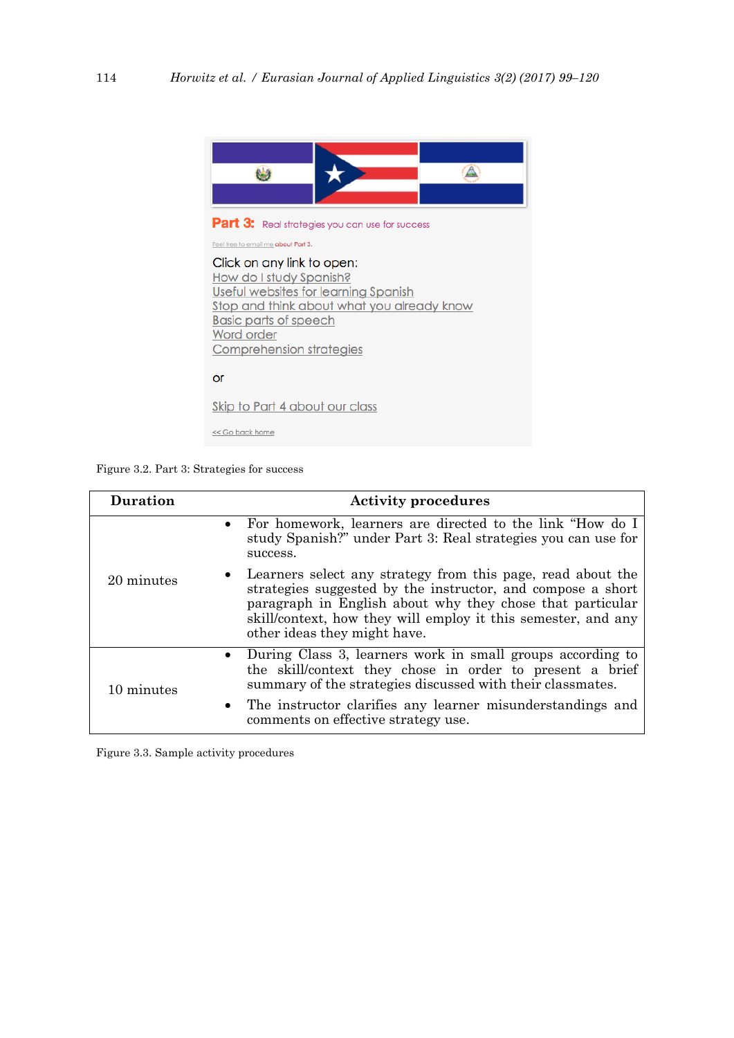Part 3: Real strategies you can use for success

Feel free to email me about Part 3.

Click on any link to open:
How do I study Spanish?
Useful websites for learning Spanish
Stop and think about what you already know
Basic parts of speech
Word order
Comprehension strategies

or

Skip to Part 4 about our class

<< Go back home

Figure 3.2. Part 3: Strategies for success

| Duration | Activity procedures |
|---|---|
| 20 minutes | • For homework, learners are directed to the link "How do I study Spanish?" under Part 3: Real strategies you can use for success.<br>• Learners select any strategy from this page, read about the strategies suggested by the instructor, and compose a short paragraph in English about why they chose that particular skill/context, how they will employ it this semester, and any other ideas they might have. |
| 10 minutes | • During Class 3, learners work in small groups according to the skill/context they chose in order to present a brief summary of the strategies discussed with their classmates.<br>• The instructor clarifies any learner misunderstandings and comments on effective strategy use. |

Figure 3.3. Sample activity procedures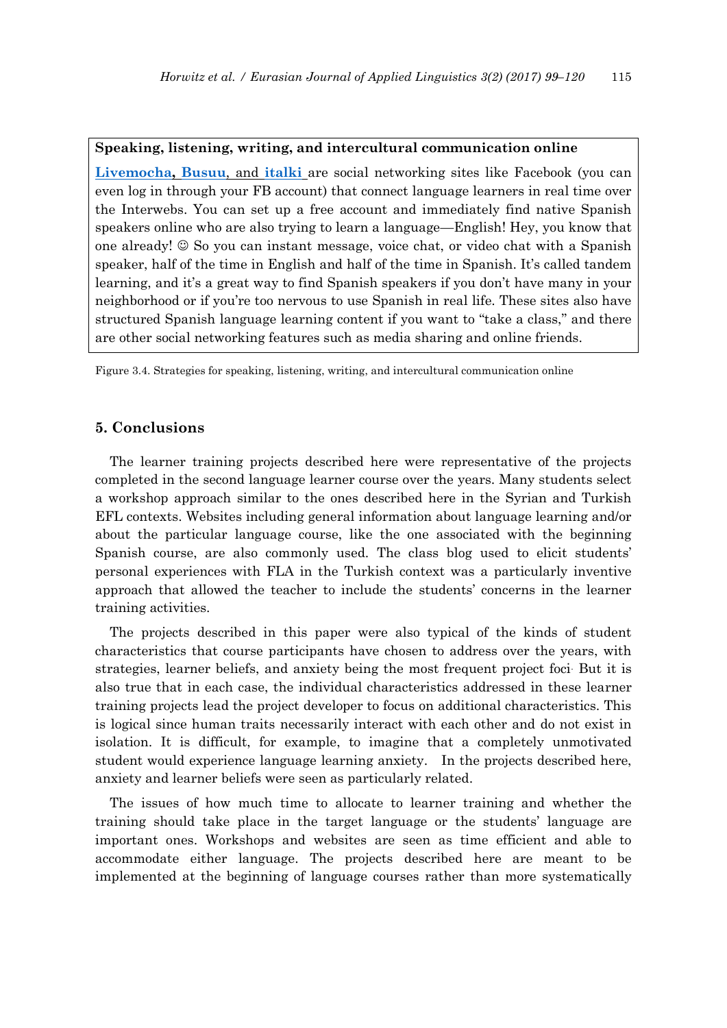**Speaking, listening, writing, and intercultural communication online**

**Livemocha, Busuu**, and **italki** are social networking sites like Facebook (you can even log in through your FB account) that connect language learners in real time over the Interwebs. You can set up a free account and immediately find native Spanish speakers online who are also trying to learn a language—English! Hey, you know that one already! ☺ So you can instant message, voice chat, or video chat with a Spanish speaker, half of the time in English and half of the time in Spanish. It's called tandem learning, and it's a great way to find Spanish speakers if you don't have many in your neighborhood or if you're too nervous to use Spanish in real life. These sites also have structured Spanish language learning content if you want to "take a class," and there are other social networking features such as media sharing and online friends.

Figure 3.4. Strategies for speaking, listening, writing, and intercultural communication online

## 5. Conclusions

The learner training projects described here were representative of the projects completed in the second language learner course over the years. Many students select a workshop approach similar to the ones described here in the Syrian and Turkish EFL contexts. Websites including general information about language learning and/or about the particular language course, like the one associated with the beginning Spanish course, are also commonly used. The class blog used to elicit students' personal experiences with FLA in the Turkish context was a particularly inventive approach that allowed the teacher to include the students' concerns in the learner training activities.

The projects described in this paper were also typical of the kinds of student characteristics that course participants have chosen to address over the years, with strategies, learner beliefs, and anxiety being the most frequent project foci. But it is also true that in each case, the individual characteristics addressed in these learner training projects lead the project developer to focus on additional characteristics. This is logical since human traits necessarily interact with each other and do not exist in isolation. It is difficult, for example, to imagine that a completely unmotivated student would experience language learning anxiety. In the projects described here, anxiety and learner beliefs were seen as particularly related.

The issues of how much time to allocate to learner training and whether the training should take place in the target language or the students' language are important ones. Workshops and websites are seen as time efficient and able to accommodate either language. The projects described here are meant to be implemented at the beginning of language courses rather than more systematically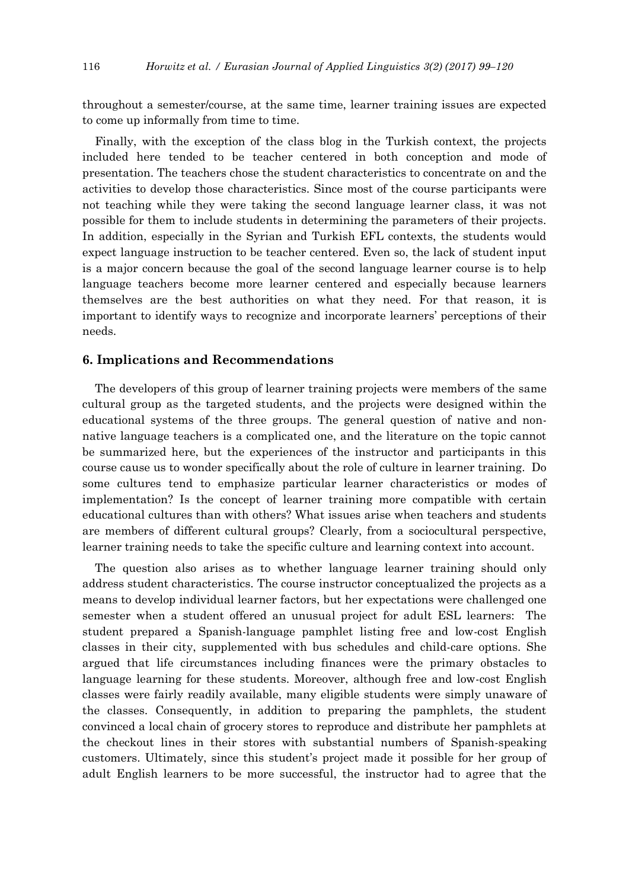throughout a semester/course, at the same time, learner training issues are expected to come up informally from time to time.

Finally, with the exception of the class blog in the Turkish context, the projects included here tended to be teacher centered in both conception and mode of presentation. The teachers chose the student characteristics to concentrate on and the activities to develop those characteristics. Since most of the course participants were not teaching while they were taking the second language learner class, it was not possible for them to include students in determining the parameters of their projects. In addition, especially in the Syrian and Turkish EFL contexts, the students would expect language instruction to be teacher centered. Even so, the lack of student input is a major concern because the goal of the second language learner course is to help language teachers become more learner centered and especially because learners themselves are the best authorities on what they need. For that reason, it is important to identify ways to recognize and incorporate learners' perceptions of their needs.

## 6. Implications and Recommendations

The developers of this group of learner training projects were members of the same cultural group as the targeted students, and the projects were designed within the educational systems of the three groups. The general question of native and non-native language teachers is a complicated one, and the literature on the topic cannot be summarized here, but the experiences of the instructor and participants in this course cause us to wonder specifically about the role of culture in learner training. Do some cultures tend to emphasize particular learner characteristics or modes of implementation? Is the concept of learner training more compatible with certain educational cultures than with others? What issues arise when teachers and students are members of different cultural groups? Clearly, from a sociocultural perspective, learner training needs to take the specific culture and learning context into account.

The question also arises as to whether language learner training should only address student characteristics. The course instructor conceptualized the projects as a means to develop individual learner factors, but her expectations were challenged one semester when a student offered an unusual project for adult ESL learners: The student prepared a Spanish-language pamphlet listing free and low-cost English classes in their city, supplemented with bus schedules and child-care options. She argued that life circumstances including finances were the primary obstacles to language learning for these students. Moreover, although free and low-cost English classes were fairly readily available, many eligible students were simply unaware of the classes. Consequently, in addition to preparing the pamphlets, the student convinced a local chain of grocery stores to reproduce and distribute her pamphlets at the checkout lines in their stores with substantial numbers of Spanish-speaking customers. Ultimately, since this student's project made it possible for her group of adult English learners to be more successful, the instructor had to agree that the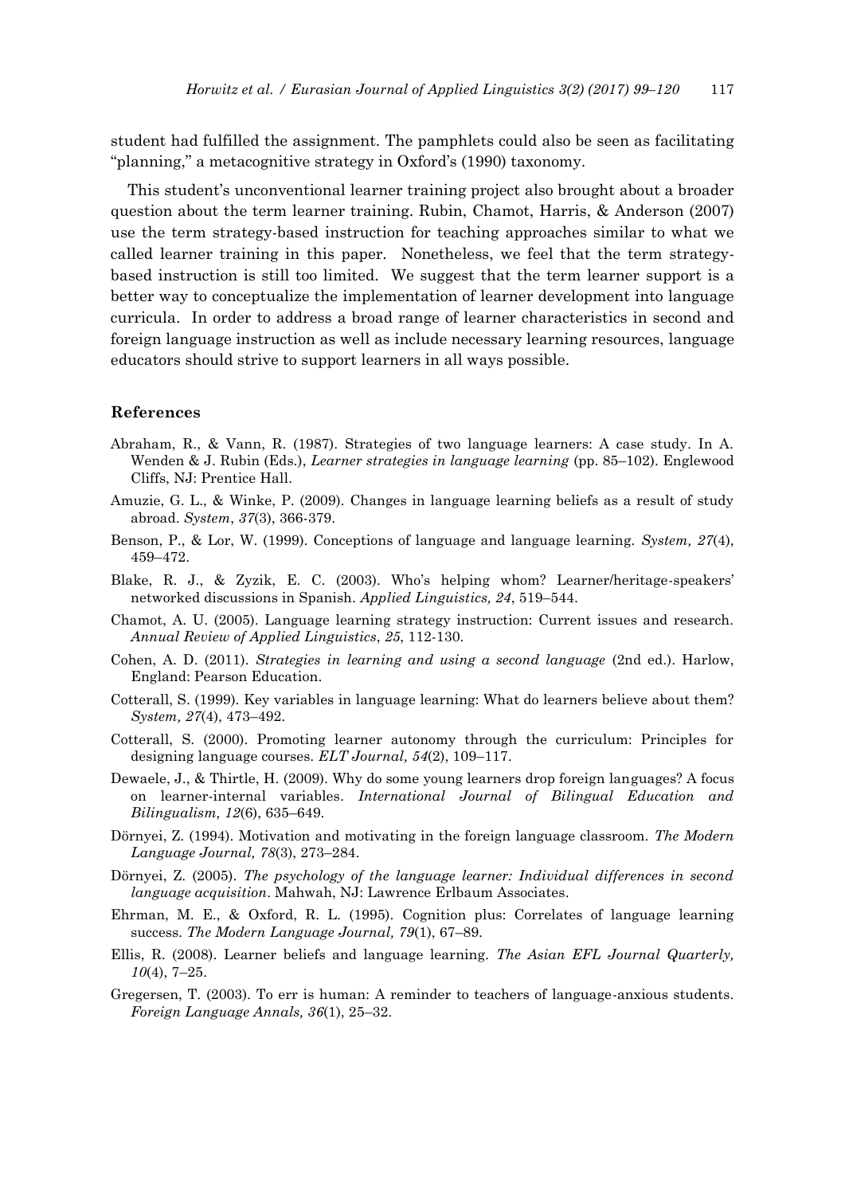student had fulfilled the assignment. The pamphlets could also be seen as facilitating "planning," a metacognitive strategy in Oxford's (1990) taxonomy.

This student's unconventional learner training project also brought about a broader question about the term learner training. Rubin, Chamot, Harris, & Anderson (2007) use the term strategy-based instruction for teaching approaches similar to what we called learner training in this paper. Nonetheless, we feel that the term strategy-based instruction is still too limited. We suggest that the term learner support is a better way to conceptualize the implementation of learner development into language curricula. In order to address a broad range of learner characteristics in second and foreign language instruction as well as include necessary learning resources, language educators should strive to support learners in all ways possible.

## References

Abraham, R., & Vann, R. (1987). Strategies of two language learners: A case study. In A. Wenden & J. Rubin (Eds.), *Learner strategies in language learning* (pp. 85–102). Englewood Cliffs, NJ: Prentice Hall.

Amuzie, G. L., & Winke, P. (2009). Changes in language learning beliefs as a result of study abroad. *System*, *37*(3), 366-379.

Benson, P., & Lor, W. (1999). Conceptions of language and language learning. *System, 27*(4), 459–472.

Blake, R. J., & Zyzik, E. C. (2003). Who's helping whom? Learner/heritage-speakers' networked discussions in Spanish. *Applied Linguistics, 24*, 519–544.

Chamot, A. U. (2005). Language learning strategy instruction: Current issues and research. *Annual Review of Applied Linguistics*, *25*, 112-130.

Cohen, A. D. (2011). *Strategies in learning and using a second language* (2nd ed.). Harlow, England: Pearson Education.

Cotterall, S. (1999). Key variables in language learning: What do learners believe about them? *System, 27*(4), 473–492.

Cotterall, S. (2000). Promoting learner autonomy through the curriculum: Principles for designing language courses. *ELT Journal, 54*(2), 109–117.

Dewaele, J., & Thirtle, H. (2009). Why do some young learners drop foreign languages? A focus on learner-internal variables. *International Journal of Bilingual Education and Bilingualism, 12*(6), 635–649.

Dörnyei, Z. (1994). Motivation and motivating in the foreign language classroom. *The Modern Language Journal, 78*(3), 273–284.

Dörnyei, Z. (2005). *The psychology of the language learner: Individual differences in second language acquisition*. Mahwah, NJ: Lawrence Erlbaum Associates.

Ehrman, M. E., & Oxford, R. L. (1995). Cognition plus: Correlates of language learning success. *The Modern Language Journal, 79*(1), 67–89.

Ellis, R. (2008). Learner beliefs and language learning. *The Asian EFL Journal Quarterly, 10*(4), 7–25.

Gregersen, T. (2003). To err is human: A reminder to teachers of language-anxious students. *Foreign Language Annals, 36*(1), 25–32.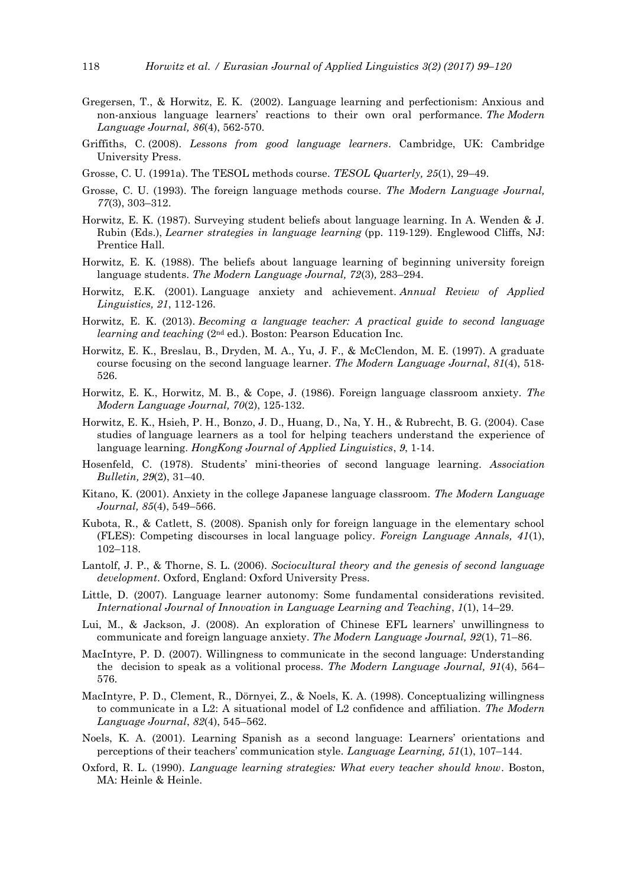Gregersen, T., & Horwitz, E. K. (2002). Language learning and perfectionism: Anxious and non-anxious language learners' reactions to their own oral performance. *The Modern Language Journal, 86*(4), 562-570.

Griffiths, C. (2008). *Lessons from good language learners*. Cambridge, UK: Cambridge University Press.

Grosse, C. U. (1991a). The TESOL methods course. *TESOL Quarterly, 25*(1), 29–49.

Grosse, C. U. (1993). The foreign language methods course. *The Modern Language Journal, 77*(3), 303–312.

Horwitz, E. K. (1987). Surveying student beliefs about language learning. In A. Wenden & J. Rubin (Eds.), *Learner strategies in language learning* (pp. 119-129). Englewood Cliffs, NJ: Prentice Hall.

Horwitz, E. K. (1988). The beliefs about language learning of beginning university foreign language students. *The Modern Language Journal, 72*(3), 283–294.

Horwitz, E.K. (2001). Language anxiety and achievement. *Annual Review of Applied Linguistics, 21*, 112-126.

Horwitz, E. K. (2013). *Becoming a language teacher: A practical guide to second language learning and teaching* (2nd ed.). Boston: Pearson Education Inc.

Horwitz, E. K., Breslau, B., Dryden, M. A., Yu, J. F., & McClendon, M. E. (1997). A graduate course focusing on the second language learner. *The Modern Language Journal*, *81*(4), 518-526.

Horwitz, E. K., Horwitz, M. B., & Cope, J. (1986). Foreign language classroom anxiety. *The Modern Language Journal, 70*(2), 125-132.

Horwitz, E. K., Hsieh, P. H., Bonzo, J. D., Huang, D., Na, Y. H., & Rubrecht, B. G. (2004). Case studies of language learners as a tool for helping teachers understand the experience of language learning. *HongKong Journal of Applied Linguistics*, *9*, 1-14.

Hosenfeld, C. (1978). Students' mini-theories of second language learning. *Association Bulletin, 29*(2), 31–40.

Kitano, K. (2001). Anxiety in the college Japanese language classroom. *The Modern Language Journal, 85*(4), 549–566.

Kubota, R., & Catlett, S. (2008). Spanish only for foreign language in the elementary school (FLES): Competing discourses in local language policy. *Foreign Language Annals, 41*(1), 102–118.

Lantolf, J. P., & Thorne, S. L. (2006). *Sociocultural theory and the genesis of second language development*. Oxford, England: Oxford University Press.

Little, D. (2007). Language learner autonomy: Some fundamental considerations revisited. *International Journal of Innovation in Language Learning and Teaching*, *1*(1), 14–29.

Lui, M., & Jackson, J. (2008). An exploration of Chinese EFL learners' unwillingness to communicate and foreign language anxiety. *The Modern Language Journal, 92*(1), 71–86.

MacIntyre, P. D. (2007). Willingness to communicate in the second language: Understanding the decision to speak as a volitional process. *The Modern Language Journal, 91*(4), 564–576.

MacIntyre, P. D., Clement, R., Dörnyei, Z., & Noels, K. A. (1998). Conceptualizing willingness to communicate in a L2: A situational model of L2 confidence and affiliation. *The Modern Language Journal*, *82*(4), 545–562.

Noels, K. A. (2001). Learning Spanish as a second language: Learners' orientations and perceptions of their teachers' communication style. *Language Learning, 51*(1), 107–144.

Oxford, R. L. (1990). *Language learning strategies: What every teacher should know*. Boston, MA: Heinle & Heinle.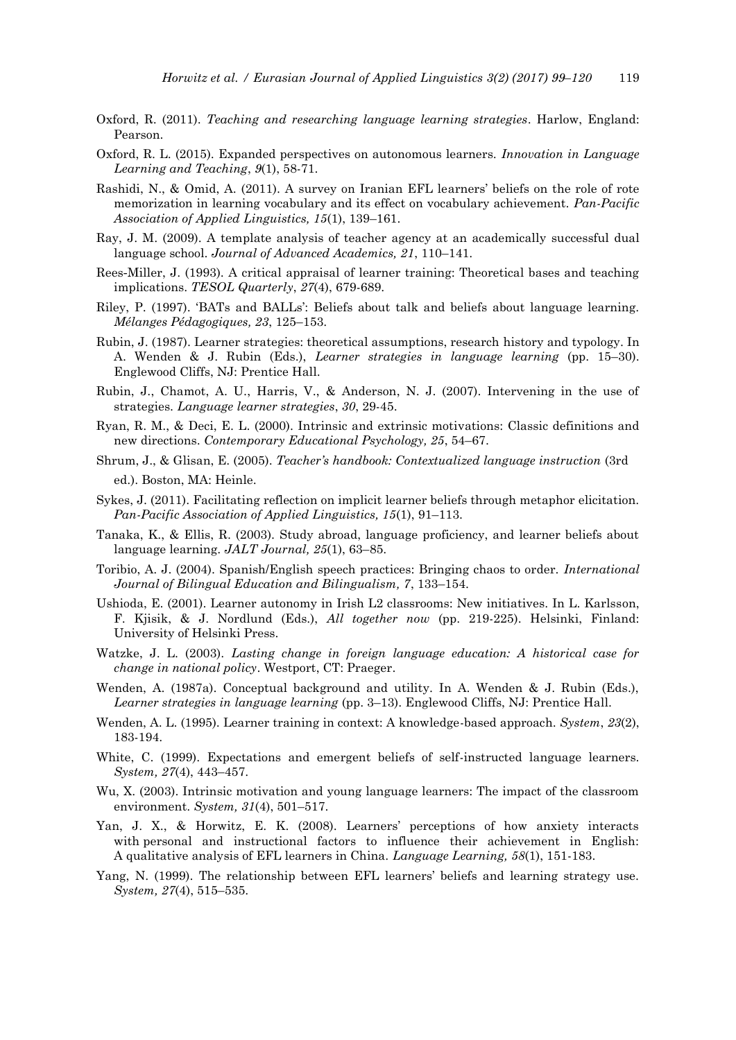Oxford, R. (2011). *Teaching and researching language learning strategies*. Harlow, England: Pearson.

Oxford, R. L. (2015). Expanded perspectives on autonomous learners. *Innovation in Language Learning and Teaching*, *9*(1), 58-71.

Rashidi, N., & Omid, A. (2011). A survey on Iranian EFL learners' beliefs on the role of rote memorization in learning vocabulary and its effect on vocabulary achievement. *Pan-Pacific Association of Applied Linguistics, 15*(1), 139–161.

Ray, J. M. (2009). A template analysis of teacher agency at an academically successful dual language school. *Journal of Advanced Academics, 21*, 110–141.

Rees-Miller, J. (1993). A critical appraisal of learner training: Theoretical bases and teaching implications. *TESOL Quarterly*, *27*(4), 679-689.

Riley, P. (1997). 'BATs and BALLs': Beliefs about talk and beliefs about language learning. *Mélanges Pédagogiques, 23*, 125–153.

Rubin, J. (1987). Learner strategies: theoretical assumptions, research history and typology. In A. Wenden & J. Rubin (Eds.), *Learner strategies in language learning* (pp. 15–30). Englewood Cliffs, NJ: Prentice Hall.

Rubin, J., Chamot, A. U., Harris, V., & Anderson, N. J. (2007). Intervening in the use of strategies. *Language learner strategies*, *30*, 29-45.

Ryan, R. M., & Deci, E. L. (2000). Intrinsic and extrinsic motivations: Classic definitions and new directions. *Contemporary Educational Psychology, 25*, 54–67.

Shrum, J., & Glisan, E. (2005). *Teacher's handbook: Contextualized language instruction* (3rd ed.). Boston, MA: Heinle.

Sykes, J. (2011). Facilitating reflection on implicit learner beliefs through metaphor elicitation. *Pan-Pacific Association of Applied Linguistics, 15*(1), 91–113.

Tanaka, K., & Ellis, R. (2003). Study abroad, language proficiency, and learner beliefs about language learning. *JALT Journal, 25*(1), 63–85.

Toribio, A. J. (2004). Spanish/English speech practices: Bringing chaos to order. *International Journal of Bilingual Education and Bilingualism, 7*, 133–154.

Ushioda, E. (2001). Learner autonomy in Irish L2 classrooms: New initiatives. In L. Karlsson, F. Kjisik, & J. Nordlund (Eds.), *All together now* (pp. 219-225). Helsinki, Finland: University of Helsinki Press.

Watzke, J. L. (2003). *Lasting change in foreign language education: A historical case for change in national policy*. Westport, CT: Praeger.

Wenden, A. (1987a). Conceptual background and utility. In A. Wenden & J. Rubin (Eds.), *Learner strategies in language learning* (pp. 3–13). Englewood Cliffs, NJ: Prentice Hall.

Wenden, A. L. (1995). Learner training in context: A knowledge-based approach. *System*, *23*(2), 183-194.

White, C. (1999). Expectations and emergent beliefs of self-instructed language learners. *System, 27*(4), 443–457.

Wu, X. (2003). Intrinsic motivation and young language learners: The impact of the classroom environment. *System, 31*(4), 501–517.

Yan, J. X., & Horwitz, E. K. (2008). Learners' perceptions of how anxiety interacts with personal and instructional factors to influence their achievement in English: A qualitative analysis of EFL learners in China. *Language Learning, 58*(1), 151-183.

Yang, N. (1999). The relationship between EFL learners' beliefs and learning strategy use. *System, 27*(4), 515–535.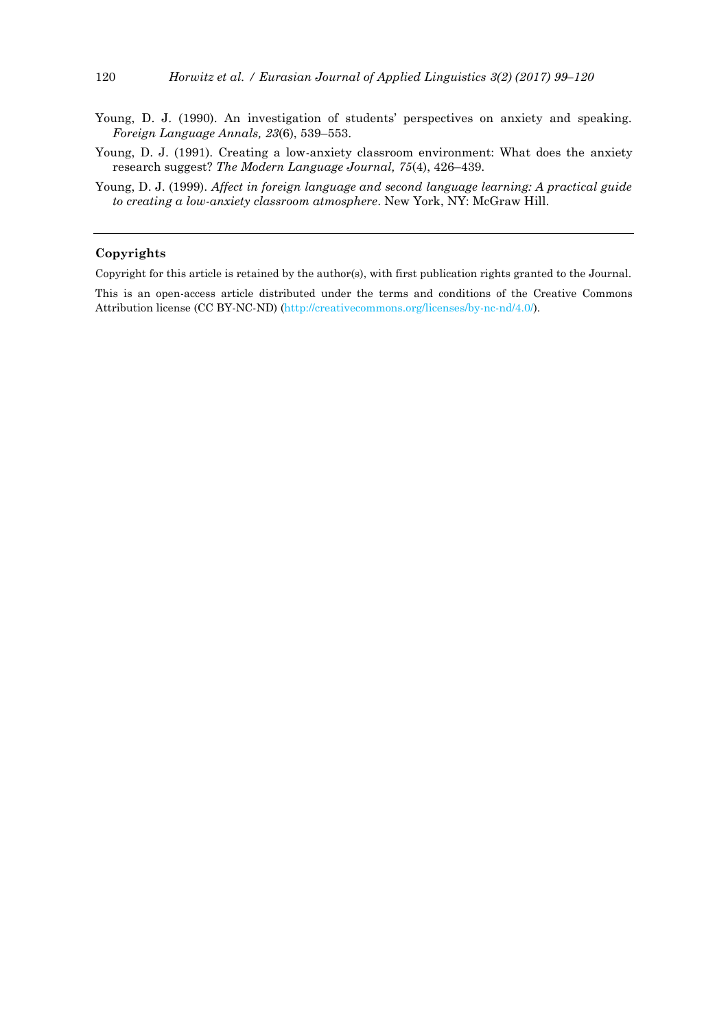Young, D. J. (1990). An investigation of students' perspectives on anxiety and speaking. *Foreign Language Annals, 23*(6), 539–553.

Young, D. J. (1991). Creating a low-anxiety classroom environment: What does the anxiety research suggest? *The Modern Language Journal, 75*(4), 426–439.

Young, D. J. (1999). *Affect in foreign language and second language learning: A practical guide to creating a low-anxiety classroom atmosphere*. New York, NY: McGraw Hill.

---

**Copyrights**

Copyright for this article is retained by the author(s), with first publication rights granted to the Journal.

This is an open-access article distributed under the terms and conditions of the Creative Commons Attribution license (CC BY-NC-ND) (http://creativecommons.org/licenses/by-nc-nd/4.0/).